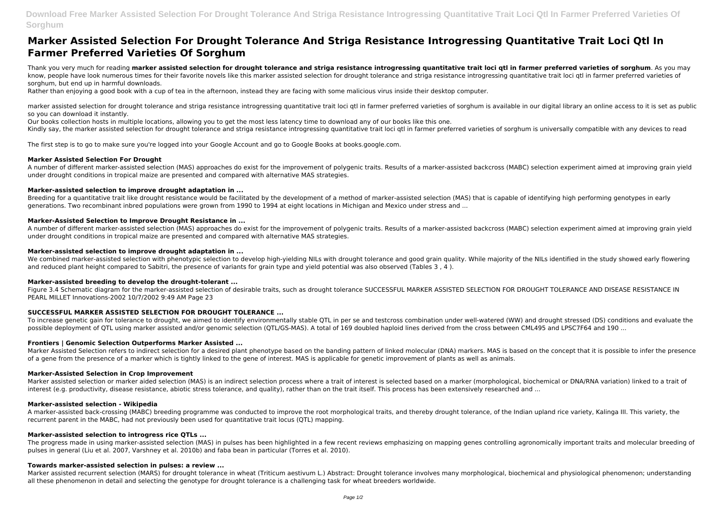# Marker Assisted Selection For Drought Tolerance And Striga Resistance Introgressing Quantitative Trait Loci Qtl In Farmer Preferred Varieties Of Sorghum

Thank you very much for reading **marker assisted selection for drought tolerance and striga resistance introgressing quantitative trait loci qtl in farmer preferred varieties of sorghum**. As you may know, people have look numerous times for their favorite novels like this marker assisted selection for drought tolerance and striga resistance introgressing quantitative trait loci qtl in farmer preferred varieties of sorghum, but end up in harmful downloads.

Rather than enjoying a good book with a cup of tea in the afternoon, instead they are facing with some malicious virus inside their desktop computer.

marker assisted selection for drought tolerance and striga resistance introgressing quantitative trait loci qtl in farmer preferred varieties of sorghum is available in our digital library an online access to it is set as public so you can download it instantly.

Our books collection hosts in multiple locations, allowing you to get the most less latency time to download any of our books like this one.

Kindly say, the marker assisted selection for drought tolerance and striga resistance introgressing quantitative trait loci qtl in farmer preferred varieties of sorghum is universally compatible with any devices to read

The first step is to go to make sure you're logged into your Google Account and go to Google Books at books.google.com.

### Marker Assisted Selection For Drought

A number of different marker-assisted selection (MAS) approaches do exist for the improvement of polygenic traits. Results of a marker-assisted backcross (MABC) selection experiment aimed at improving grain yield under drought conditions in tropical maize are presented and compared with alternative MAS strategies.

### Marker-assisted selection to improve drought adaptation in ...

Breeding for a quantitative trait like drought resistance would be facilitated by the development of a method of marker-assisted selection (MAS) that is capable of identifying high performing genotypes in early generations. Two recombinant inbred populations were grown from 1990 to 1994 at eight locations in Michigan and Mexico under stress and ...

### Marker-Assisted Selection to Improve Drought Resistance in ...

A number of different marker-assisted selection (MAS) approaches do exist for the improvement of polygenic traits. Results of a marker-assisted backcross (MABC) selection experiment aimed at improving grain yield under drought conditions in tropical maize are presented and compared with alternative MAS strategies.

### Marker-assisted selection to improve drought adaptation in ...

We combined marker-assisted selection with phenotypic selection to develop high-yielding NILs with drought tolerance and good grain quality. While majority of the NILs identified in the study showed early flowering and reduced plant height compared to Sabitri, the presence of variants for grain type and yield potential was also observed (Tables 3 , 4 ).

### Marker-assisted breeding to develop the drought-tolerant ...

Figure 3.4 Schematic diagram for the marker-assisted selection of desirable traits, such as drought tolerance SUCCESSFUL MARKER ASSISTED SELECTION FOR DROUGHT TOLERANCE AND DISEASE RESISTANCE IN PEARL MILLET Innovations-2002 10/7/2002 9:49 AM Page 23

### SUCCESSFUL MARKER ASSISTED SELECTION FOR DROUGHT TOLERANCE ...

To increase genetic gain for tolerance to drought, we aimed to identify environmentally stable QTL in per se and testcross combination under well-watered (WW) and drought stressed (DS) conditions and evaluate the possible deployment of QTL using marker assisted and/or genomic selection (QTL/GS-MAS). A total of 169 doubled haploid lines derived from the cross between CML495 and LPSC7F64 and 190 ...

### Frontiers | Genomic Selection Outperforms Marker Assisted ...

Marker Assisted Selection refers to indirect selection for a desired plant phenotype based on the banding pattern of linked molecular (DNA) markers. MAS is based on the concept that it is possible to infer the presence of a gene from the presence of a marker which is tightly linked to the gene of interest. MAS is applicable for genetic improvement of plants as well as animals.

### Marker-Assisted Selection in Crop Improvement

Marker assisted selection or marker aided selection (MAS) is an indirect selection process where a trait of interest is selected based on a marker (morphological, biochemical or DNA/RNA variation) linked to a trait of interest (e.g. productivity, disease resistance, abiotic stress tolerance, and quality), rather than on the trait itself. This process has been extensively researched and ...

### Marker-assisted selection - Wikipedia

A marker-assisted back-crossing (MABC) breeding programme was conducted to improve the root morphological traits, and thereby drought tolerance, of the Indian upland rice variety, Kalinga III. This variety, the recurrent parent in the MABC, had not previously been used for quantitative trait locus (QTL) mapping.

### Marker-assisted selection to introgress rice QTLs ...

The progress made in using marker-assisted selection (MAS) in pulses has been highlighted in a few recent reviews emphasizing on mapping genes controlling agronomically important traits and molecular breeding of pulses in general (Liu et al. 2007, Varshney et al. 2010b) and faba bean in particular (Torres et al. 2010).

### Towards marker-assisted selection in pulses: a review ...

Marker assisted recurrent selection (MARS) for drought tolerance in wheat (Triticum aestivum L.) Abstract: Drought tolerance involves many morphological, biochemical and physiological phenomenon; understanding all these phenomenon in detail and selecting the genotype for drought tolerance is a challenging task for wheat breeders worldwide.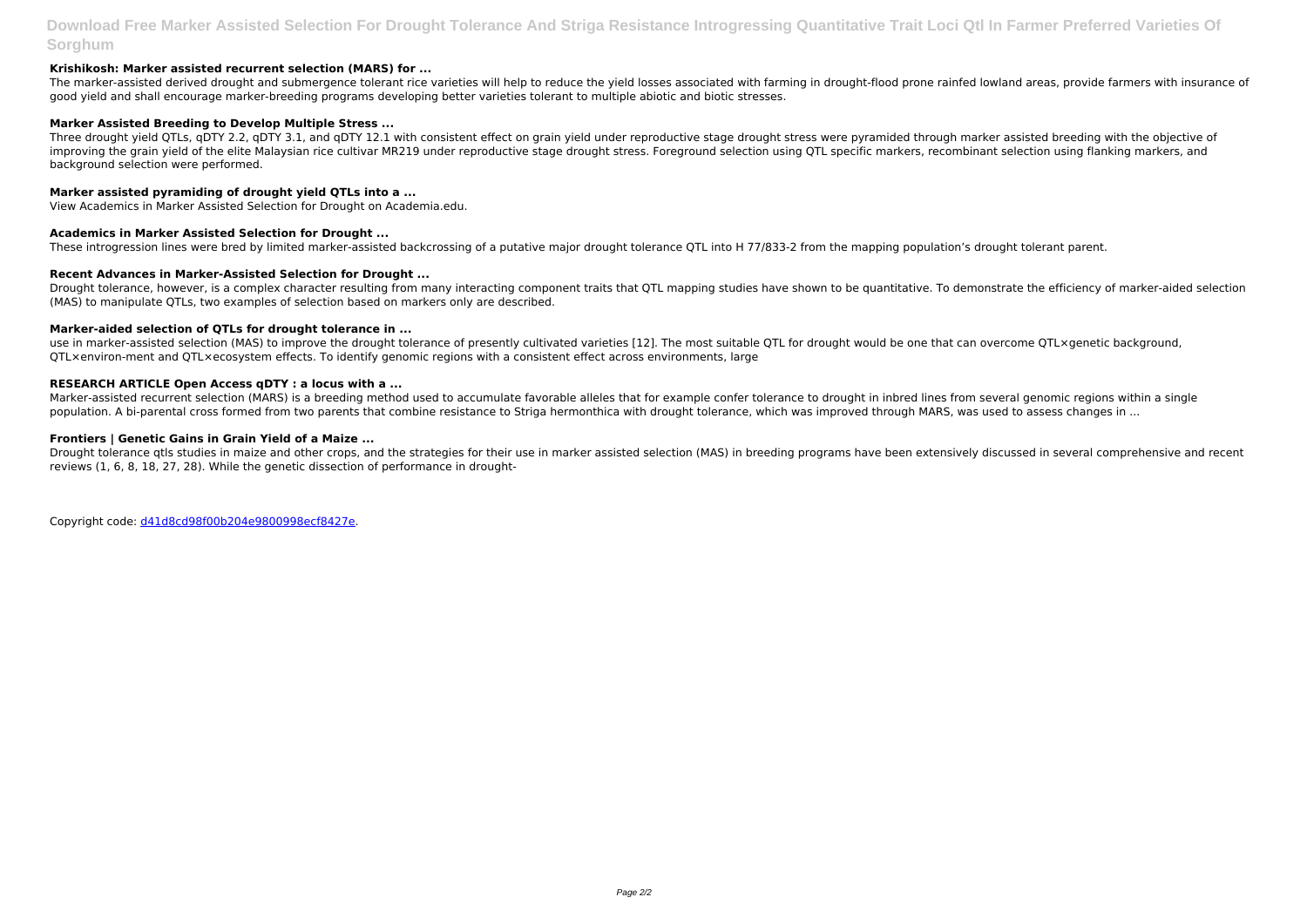### Krishikosh: Marker assisted recurrent selection (MARS) for ...

The marker-assisted derived drought and submergence tolerant rice varieties will help to reduce the yield losses associated with farming in drought-flood prone rainfed lowland areas, provide farmers with insurance of good yield and shall encourage marker-breeding programs developing better varieties tolerant to multiple abiotic and biotic stresses.

### Marker Assisted Breeding to Develop Multiple Stress ...

Three drought yield QTLs, qDTY 2.2, qDTY 3.1, and qDTY 12.1 with consistent effect on grain yield under reproductive stage drought stress were pyramided through marker assisted breeding with the objective of improving the grain yield of the elite Malaysian rice cultivar MR219 under reproductive stage drought stress. Foreground selection using QTL specific markers, recombinant selection using flanking markers, and background selection were performed.

### Marker assisted pyramiding of drought yield QTLs into a ...

View Academics in Marker Assisted Selection for Drought on Academia.edu.

### Academics in Marker Assisted Selection for Drought ...

These introgression lines were bred by limited marker-assisted backcrossing of a putative major drought tolerance QTL into H 77/833-2 from the mapping population's drought tolerant parent.

### Recent Advances in Marker-Assisted Selection for Drought ...

Drought tolerance, however, is a complex character resulting from many interacting component traits that QTL mapping studies have shown to be quantitative. To demonstrate the efficiency of marker-aided selection (MAS) to manipulate QTLs, two examples of selection based on markers only are described.

### Marker-aided selection of QTLs for drought tolerance in ...

use in marker-assisted selection (MAS) to improve the drought tolerance of presently cultivated varieties [12]. The most suitable QTL for drought would be one that can overcome QTL×genetic background, QTL×environ-ment and QTL×ecosystem effects. To identify genomic regions with a consistent effect across environments, large

### RESEARCH ARTICLE Open Access qDTY : a locus with a ...

Marker-assisted recurrent selection (MARS) is a breeding method used to accumulate favorable alleles that for example confer tolerance to drought in inbred lines from several genomic regions within a single population. A bi-parental cross formed from two parents that combine resistance to Striga hermonthica with drought tolerance, which was improved through MARS, was used to assess changes in ...

### Frontiers | Genetic Gains in Grain Yield of a Maize ...

Drought tolerance qtls studies in maize and other crops, and the strategies for their use in marker assisted selection (MAS) in breeding programs have been extensively discussed in several comprehensive and recent reviews (1, 6, 8, 18, 27, 28). While the genetic dissection of performance in drought-

Copyright code: d41d8cd98f00b204e9800998ecf8427e.